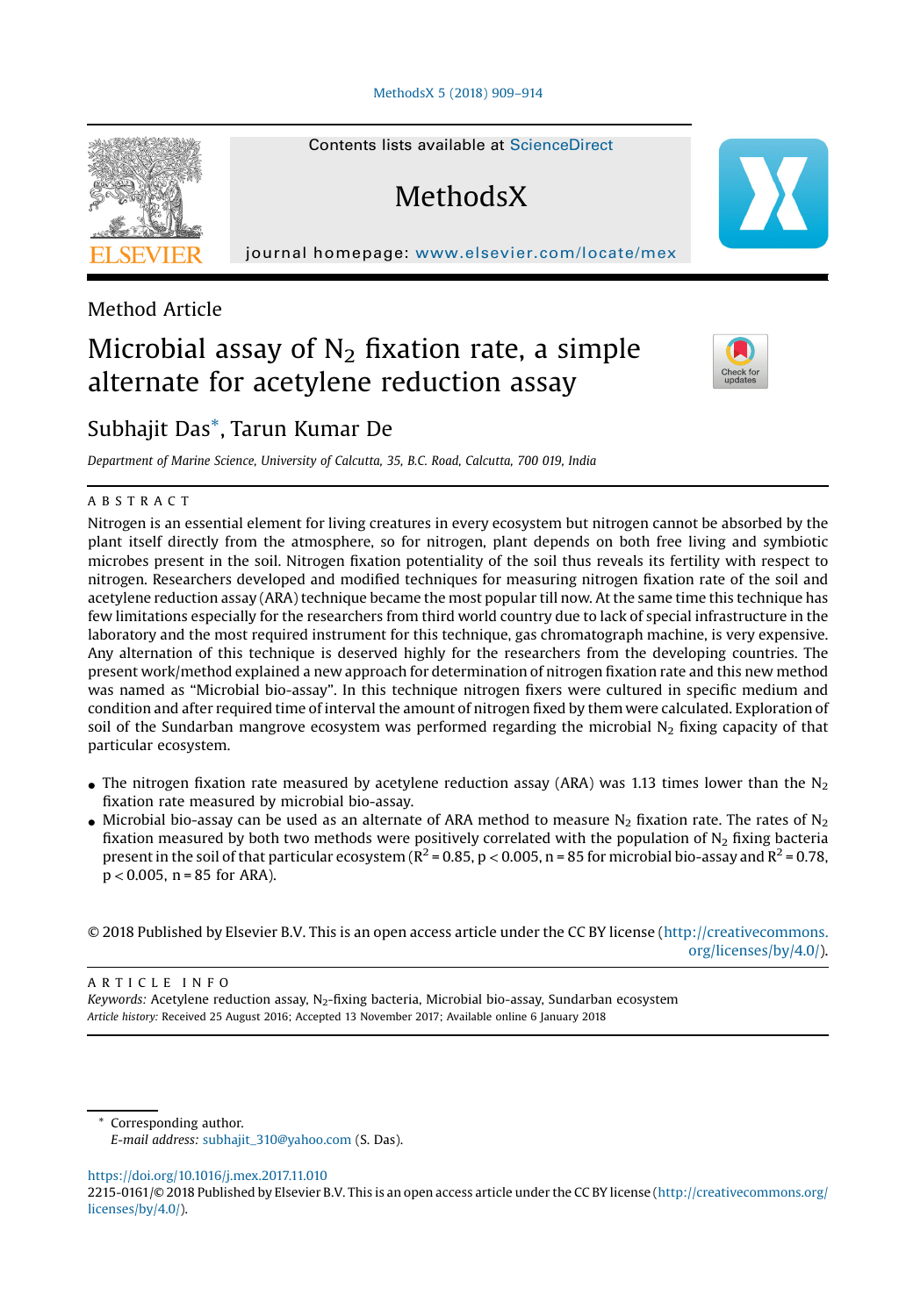Method Article

# Microbial assay of $N_2$ fixation rate, a simple alternate for acetylene reduction assay

Subhajit Das*, Tarun Kumar De

*Department of Marine Science, University of Calcutta, 35, B.C. Road, Calcutta, 700 019, India*

## ABSTRACT

Nitrogen is an essential element for living creatures in every ecosystem but nitrogen cannot be absorbed by the plant itself directly from the atmosphere, so for nitrogen, plant depends on both free living and symbiotic microbes present in the soil. Nitrogen fixation potentiality of the soil thus reveals its fertility with respect to nitrogen. Researchers developed and modified techniques for measuring nitrogen fixation rate of the soil and acetylene reduction assay (ARA) technique became the most popular till now. At the same time this technique has few limitations especially for the researchers from third world country due to lack of special infrastructure in the laboratory and the most required instrument for this technique, gas chromatograph machine, is very expensive. Any alternation of this technique is deserved highly for the researchers from the developing countries. The present work/method explained a new approach for determination of nitrogen fixation rate and this new method was named as "Microbial bio-assay". In this technique nitrogen fixers were cultured in specific medium and condition and after required time of interval the amount of nitrogen fixed by them were calculated. Exploration of soil of the Sundarban mangrove ecosystem was performed regarding the microbial $N_2$ fixing capacity of that particular ecosystem.

- The nitrogen fixation rate measured by acetylene reduction assay (ARA) was 1.13 times lower than the $N_2$ fixation rate measured by microbial bio-assay.
- Microbial bio-assay can be used as an alternate of ARA method to measure $N_2$ fixation rate. The rates of $N_2$ fixation measured by both two methods were positively correlated with the population of $N_2$ fixing bacteria present in the soil of that particular ecosystem ($R^2 = 0.85$, $p < 0.005$, $n = 85$ for microbial bio-assay and $R^2 = 0.78$, $p < 0.005$, $n = 85$ for ARA).

© 2018 Published by Elsevier B.V. This is an open access article under the CC BY license (http://creativecommons.org/licenses/by/4.0/).

## ARTICLE INFO

*Keywords:* Acetylene reduction assay, $N_2$-fixing bacteria, Microbial bio-assay, Sundarban ecosystem

*Article history:* Received 25 August 2016; Accepted 13 November 2017; Available online 6 January 2018

\* Corresponding author.
*E-mail address:* subhajit_310@yahoo.com (S. Das).

https://doi.org/10.1016/j.mex.2017.11.010

2215-0161/© 2018 Published by Elsevier B.V. This is an open access article under the CC BY license (http://creativecommons.org/licenses/by/4.0/).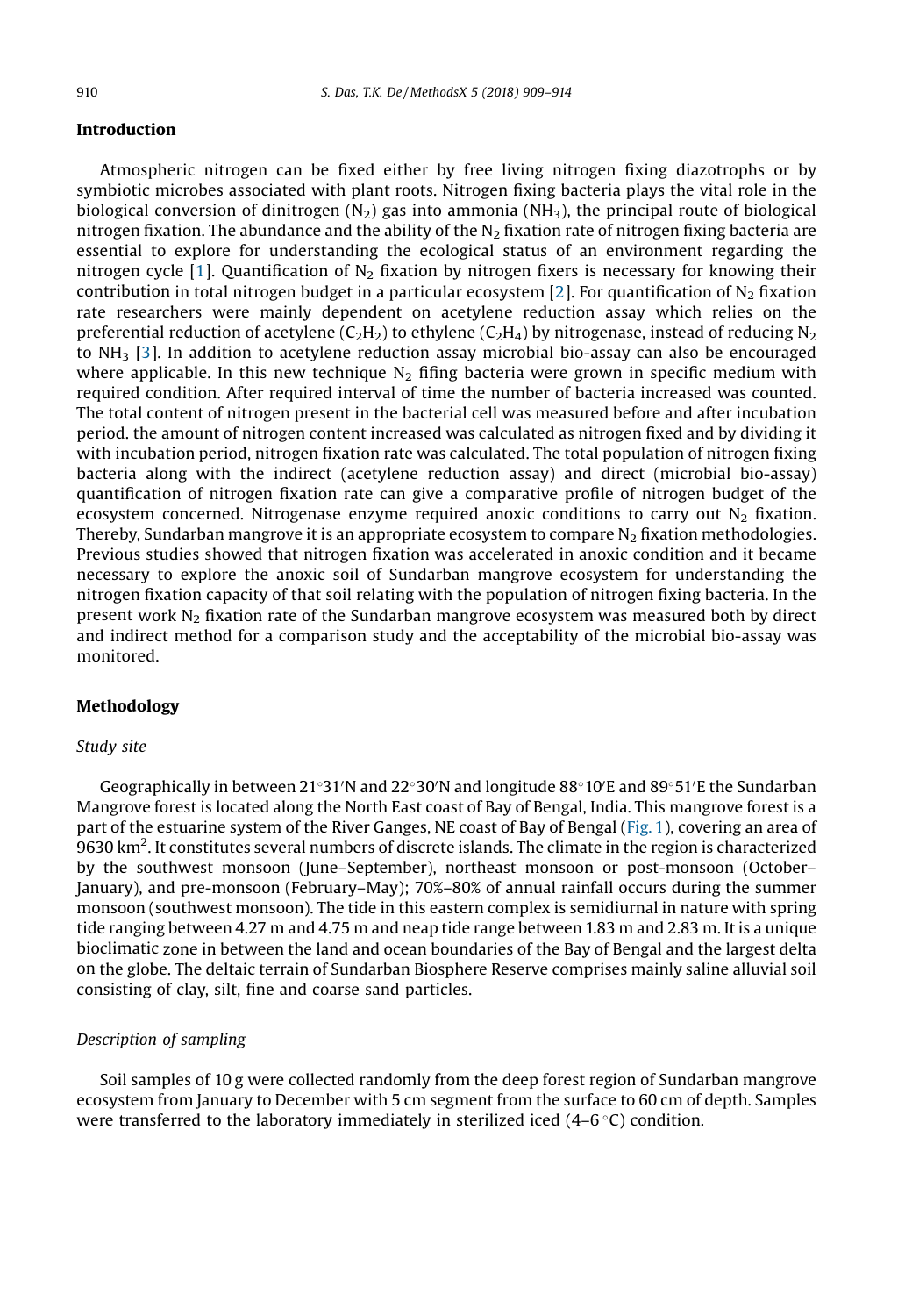## Introduction

Atmospheric nitrogen can be fixed either by free living nitrogen fixing diazotrophs or by symbiotic microbes associated with plant roots. Nitrogen fixing bacteria plays the vital role in the biological conversion of dinitrogen ($N_2$) gas into ammonia ($NH_3$), the principal route of biological nitrogen fixation. The abundance and the ability of the $N_2$ fixation rate of nitrogen fixing bacteria are essential to explore for understanding the ecological status of an environment regarding the nitrogen cycle [1]. Quantification of $N_2$ fixation by nitrogen fixers is necessary for knowing their contribution in total nitrogen budget in a particular ecosystem [2]. For quantification of $N_2$ fixation rate researchers were mainly dependent on acetylene reduction assay which relies on the preferential reduction of acetylene ($C_2H_2$) to ethylene ($C_2H_4$) by nitrogenase, instead of reducing $N_2$ to $NH_3$ [3]. In addition to acetylene reduction assay microbial bio-assay can also be encouraged where applicable. In this new technique $N_2$ fifing bacteria were grown in specific medium with required condition. After required interval of time the number of bacteria increased was counted. The total content of nitrogen present in the bacterial cell was measured before and after incubation period. the amount of nitrogen content increased was calculated as nitrogen fixed and by dividing it with incubation period, nitrogen fixation rate was calculated. The total population of nitrogen fixing bacteria along with the indirect (acetylene reduction assay) and direct (microbial bio-assay) quantification of nitrogen fixation rate can give a comparative profile of nitrogen budget of the ecosystem concerned. Nitrogenase enzyme required anoxic conditions to carry out $N_2$ fixation. Thereby, Sundarban mangrove it is an appropriate ecosystem to compare $N_2$ fixation methodologies. Previous studies showed that nitrogen fixation was accelerated in anoxic condition and it became necessary to explore the anoxic soil of Sundarban mangrove ecosystem for understanding the nitrogen fixation capacity of that soil relating with the population of nitrogen fixing bacteria. In the present work $N_2$ fixation rate of the Sundarban mangrove ecosystem was measured both by direct and indirect method for a comparison study and the acceptability of the microbial bio-assay was monitored.

## Methodology

### *Study site*

Geographically in between 21°31′N and 22°30′N and longitude 88°10′E and 89°51′E the Sundarban Mangrove forest is located along the North East coast of Bay of Bengal, India. This mangrove forest is a part of the estuarine system of the River Ganges, NE coast of Bay of Bengal (Fig. 1), covering an area of 9630 km$^2$. It constitutes several numbers of discrete islands. The climate in the region is characterized by the southwest monsoon (June–September), northeast monsoon or post-monsoon (October–January), and pre-monsoon (February–May); 70%–80% of annual rainfall occurs during the summer monsoon (southwest monsoon). The tide in this eastern complex is semidiurnal in nature with spring tide ranging between 4.27 m and 4.75 m and neap tide range between 1.83 m and 2.83 m. It is a unique bioclimatic zone in between the land and ocean boundaries of the Bay of Bengal and the largest delta on the globe. The deltaic terrain of Sundarban Biosphere Reserve comprises mainly saline alluvial soil consisting of clay, silt, fine and coarse sand particles.

### *Description of sampling*

Soil samples of 10 g were collected randomly from the deep forest region of Sundarban mangrove ecosystem from January to December with 5 cm segment from the surface to 60 cm of depth. Samples were transferred to the laboratory immediately in sterilized iced (4–6 °C) condition.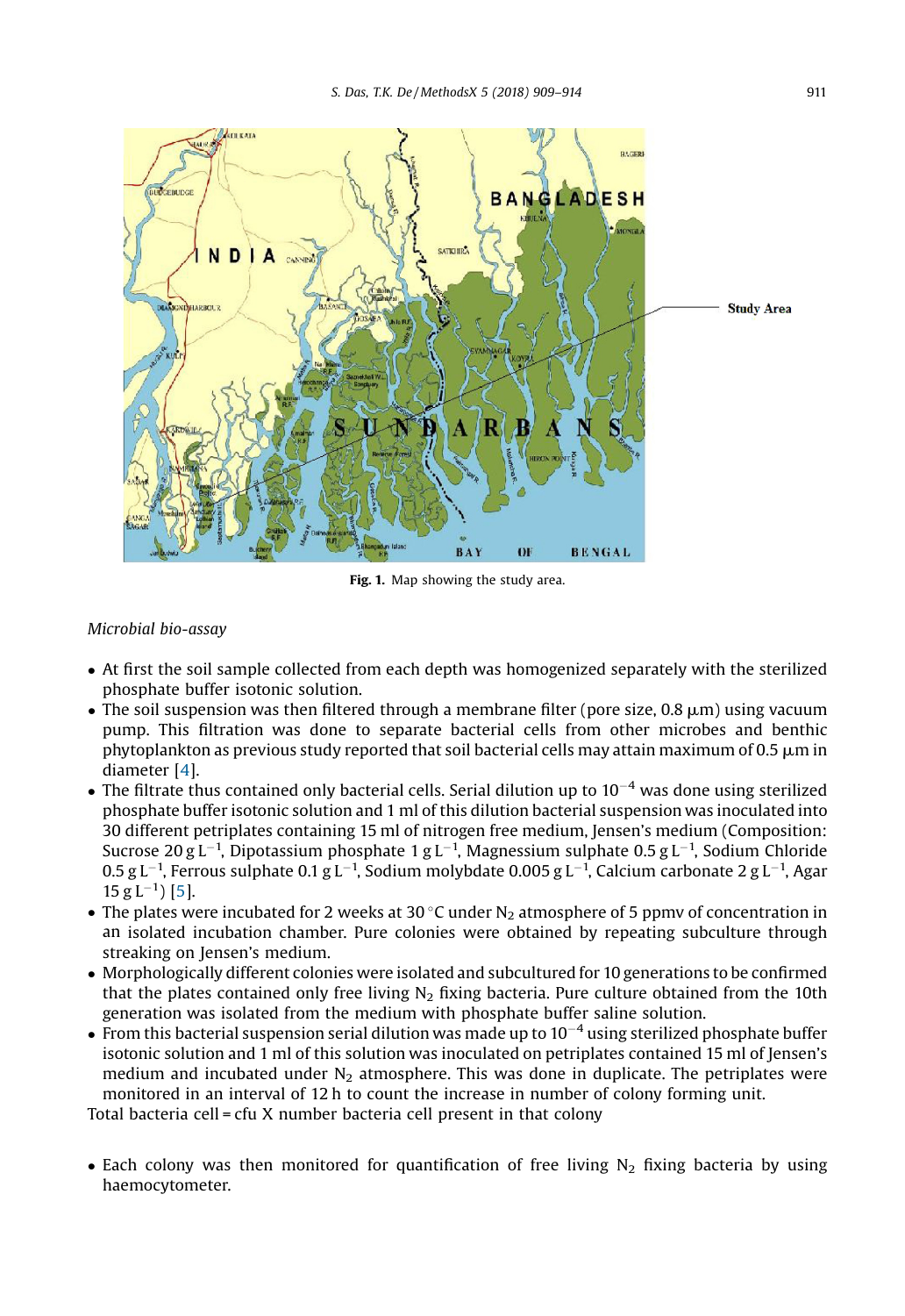Fig. 1. Map showing the study area.

*Microbial bio-assay*

- At first the soil sample collected from each depth was homogenized separately with the sterilized phosphate buffer isotonic solution.
- The soil suspension was then filtered through a membrane filter (pore size, 0.8 μm) using vacuum pump. This filtration was done to separate bacterial cells from other microbes and benthic phytoplankton as previous study reported that soil bacterial cells may attain maximum of 0.5 μm in diameter [4].
- The filtrate thus contained only bacterial cells. Serial dilution up to $10^{-4}$ was done using sterilized phosphate buffer isotonic solution and 1 ml of this dilution bacterial suspension was inoculated into 30 different petriplates containing 15 ml of nitrogen free medium, Jensen's medium (Composition: Sucrose 20 g $L^{-1}$, Dipotassium phosphate 1 g $L^{-1}$, Magnessium sulphate 0.5 g $L^{-1}$, Sodium Chloride 0.5 g $L^{-1}$, Ferrous sulphate 0.1 g $L^{-1}$, Sodium molybdate 0.005 g $L^{-1}$, Calcium carbonate 2 g $L^{-1}$, Agar 15 g $L^{-1}$) [5].
- The plates were incubated for 2 weeks at 30 °C under $N_2$ atmosphere of 5 ppmv of concentration in an isolated incubation chamber. Pure colonies were obtained by repeating subculture through streaking on Jensen's medium.
- Morphologically different colonies were isolated and subcultured for 10 generations to be confirmed that the plates contained only free living $N_2$ fixing bacteria. Pure culture obtained from the 10th generation was isolated from the medium with phosphate buffer saline solution.
- From this bacterial suspension serial dilution was made up to $10^{-4}$ using sterilized phosphate buffer isotonic solution and 1 ml of this solution was inoculated on petriplates contained 15 ml of Jensen's medium and incubated under $N_2$ atmosphere. This was done in duplicate. The petriplates were monitored in an interval of 12 h to count the increase in number of colony forming unit.

Total bacteria cell = cfu X number bacteria cell present in that colony

- Each colony was then monitored for quantification of free living $N_2$ fixing bacteria by using haemocytometer.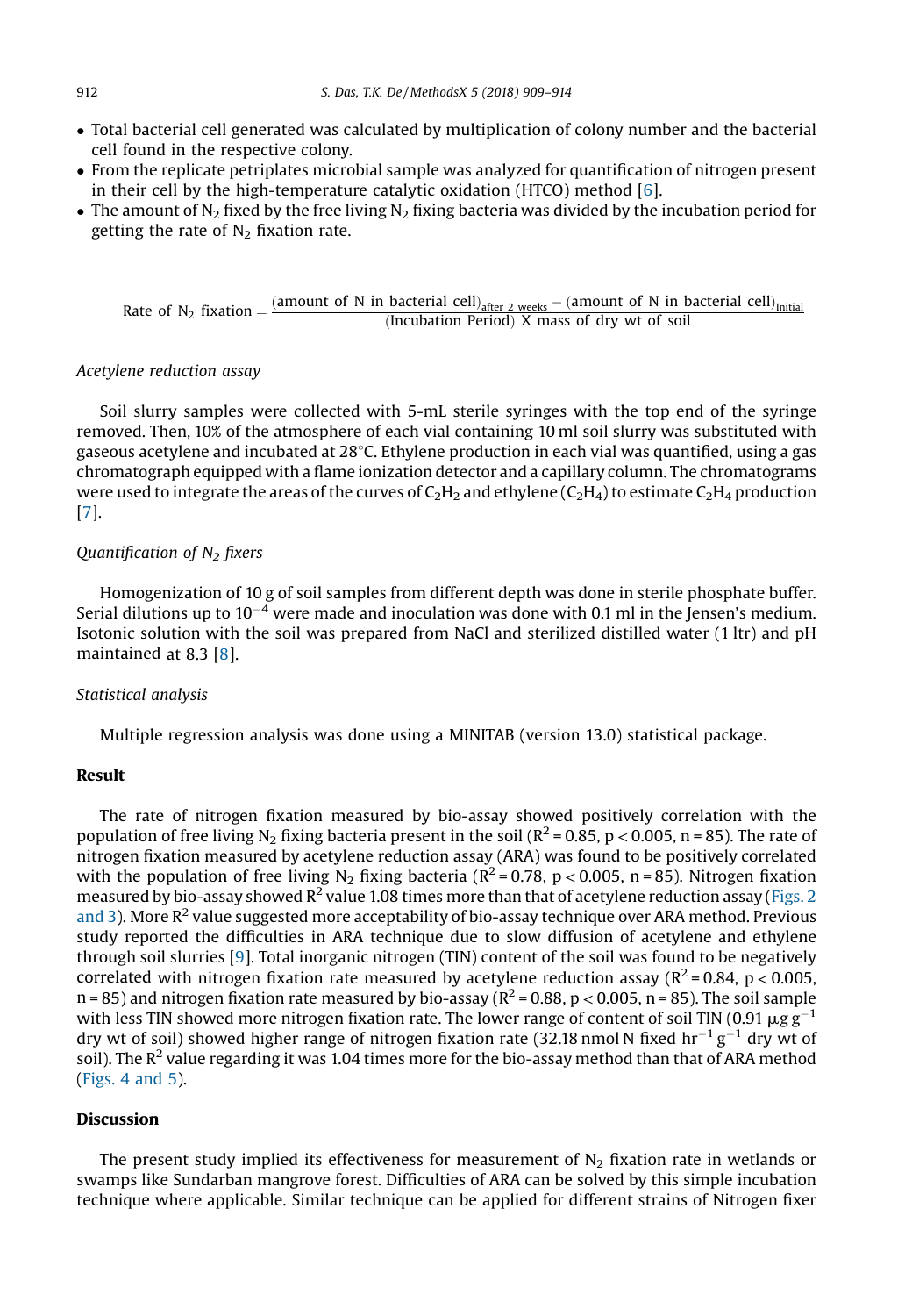- Total bacterial cell generated was calculated by multiplication of colony number and the bacterial cell found in the respective colony.
- From the replicate petriplates microbial sample was analyzed for quantification of nitrogen present in their cell by the high-temperature catalytic oxidation (HTCO) method [6].
- The amount of $N_2$ fixed by the free living $N_2$ fixing bacteria was divided by the incubation period for getting the rate of $N_2$ fixation rate.

$$\text{Rate of } N_2 \text{ fixation} = \frac{(\text{amount of N in bacterial cell})_{\text{after 2 weeks}} - (\text{amount of N in bacterial cell})_{\text{Initial}}}{(\text{Incubation Period}) \text{ X mass of dry wt of soil}}$$

*Acetylene reduction assay*

Soil slurry samples were collected with 5-mL sterile syringes with the top end of the syringe removed. Then, 10% of the atmosphere of each vial containing 10 ml soil slurry was substituted with gaseous acetylene and incubated at 28°C. Ethylene production in each vial was quantified, using a gas chromatograph equipped with a flame ionization detector and a capillary column. The chromatograms were used to integrate the areas of the curves of $C_2H_2$ and ethylene ($C_2H_4$) to estimate $C_2H_4$ production [7].

*Quantification of $N_2$ fixers*

Homogenization of 10 g of soil samples from different depth was done in sterile phosphate buffer. Serial dilutions up to $10^{-4}$ were made and inoculation was done with 0.1 ml in the Jensen's medium. Isotonic solution with the soil was prepared from NaCl and sterilized distilled water (1 ltr) and pH maintained at 8.3 [8].

*Statistical analysis*

Multiple regression analysis was done using a MINITAB (version 13.0) statistical package.

## Result

The rate of nitrogen fixation measured by bio-assay showed positively correlation with the population of free living $N_2$ fixing bacteria present in the soil ($R^2 = 0.85$, $p < 0.005$, $n = 85$). The rate of nitrogen fixation measured by acetylene reduction assay (ARA) was found to be positively correlated with the population of free living $N_2$ fixing bacteria ($R^2 = 0.78$, $p < 0.005$, $n = 85$). Nitrogen fixation measured by bio-assay showed $R^2$ value 1.08 times more than that of acetylene reduction assay (Figs. 2 and 3). More $R^2$ value suggested more acceptability of bio-assay technique over ARA method. Previous study reported the difficulties in ARA technique due to slow diffusion of acetylene and ethylene through soil slurries [9]. Total inorganic nitrogen (TIN) content of the soil was found to be negatively correlated with nitrogen fixation rate measured by acetylene reduction assay ($R^2 = 0.84$, $p < 0.005$, $n = 85$) and nitrogen fixation rate measured by bio-assay ($R^2 = 0.88$, $p < 0.005$, $n = 85$). The soil sample with less TIN showed more nitrogen fixation rate. The lower range of content of soil TIN (0.91 $\mu g\, g^{-1}$ dry wt of soil) showed higher range of nitrogen fixation rate (32.18 nmol N fixed $hr^{-1}\, g^{-1}$ dry wt of soil). The $R^2$ value regarding it was 1.04 times more for the bio-assay method than that of ARA method (Figs. 4 and 5).

## Discussion

The present study implied its effectiveness for measurement of $N_2$ fixation rate in wetlands or swamps like Sundarban mangrove forest. Difficulties of ARA can be solved by this simple incubation technique where applicable. Similar technique can be applied for different strains of Nitrogen fixer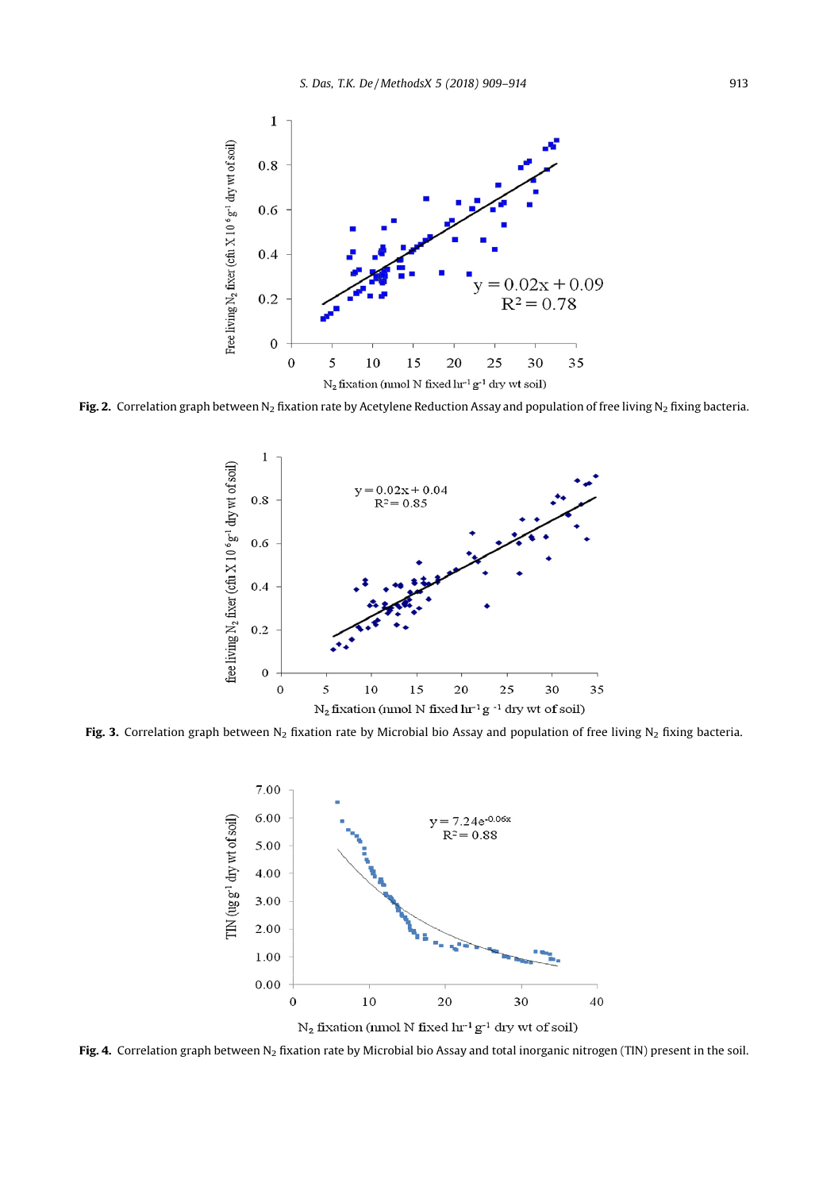**Fig. 2.** Correlation graph between $N_2$ fixation rate by Acetylene Reduction Assay and population of free living $N_2$ fixing bacteria.

**Fig. 3.** Correlation graph between $N_2$ fixation rate by Microbial bio Assay and population of free living $N_2$ fixing bacteria.

**Fig. 4.** Correlation graph between $N_2$ fixation rate by Microbial bio Assay and total inorganic nitrogen (TIN) present in the soil.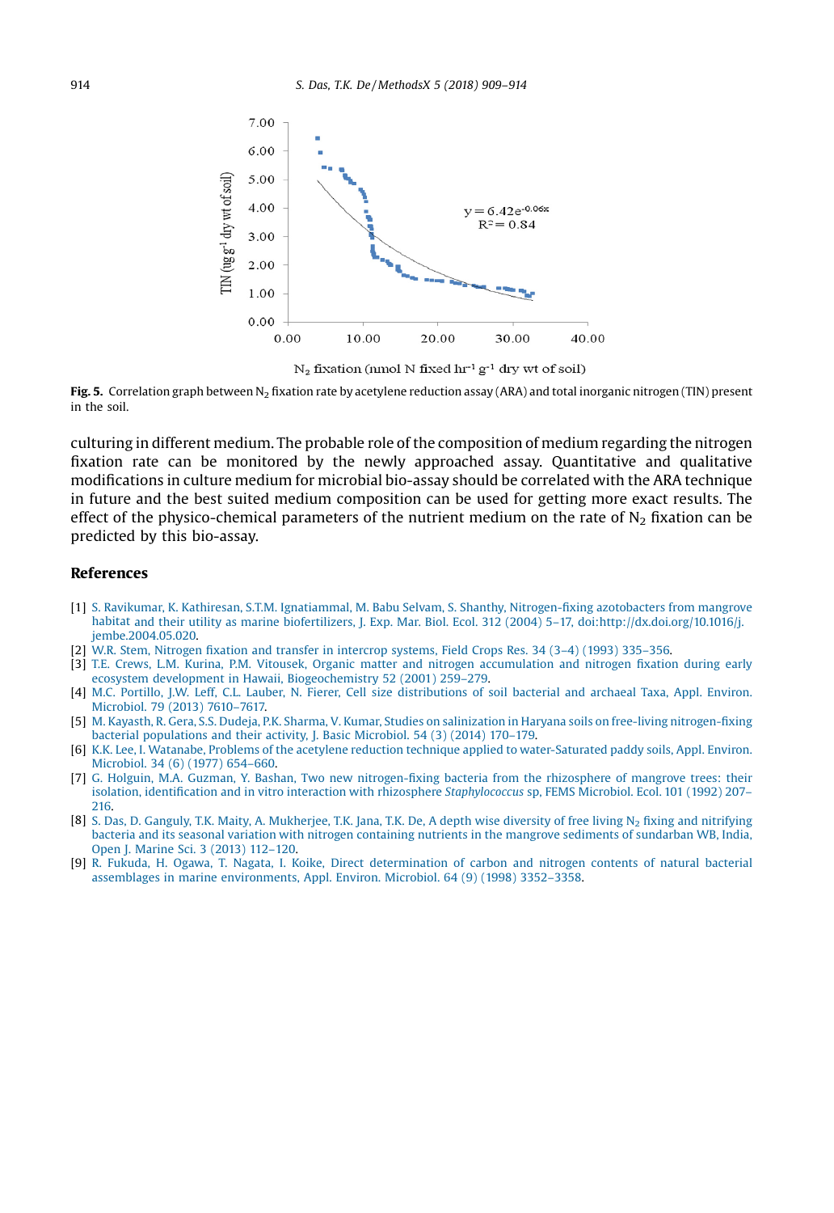7.00
6.00
5.00
4.00
3.00
2.00
1.00
0.00

0.00 10.00 20.00 30.00 40.00

TIN (ug g$^{-1}$ dry wt of soil)

$N_2$ fixation (nmol N fixed hr$^{-1}$ g$^{-1}$ dry wt of soil)

$y = 6.42e^{-0.06x}$
$R^2 = 0.84$

**Fig. 5.** Correlation graph between $N_2$ fixation rate by acetylene reduction assay (ARA) and total inorganic nitrogen (TIN) present in the soil.

culturing in different medium. The probable role of the composition of medium regarding the nitrogen fixation rate can be monitored by the newly approached assay. Quantitative and qualitative modifications in culture medium for microbial bio-assay should be correlated with the ARA technique in future and the best suited medium composition can be used for getting more exact results. The effect of the physico-chemical parameters of the nutrient medium on the rate of $N_2$ fixation can be predicted by this bio-assay.

## References

[1] S. Ravikumar, K. Kathiresan, S.T.M. Ignatiammal, M. Babu Selvam, S. Shanthy, Nitrogen-fixing azotobacters from mangrove habitat and their utility as marine biofertilizers, J. Exp. Mar. Biol. Ecol. 312 (2004) 5–17, doi:http://dx.doi.org/10.1016/j.jembe.2004.05.020.

[2] W.R. Stem, Nitrogen fixation and transfer in intercrop systems, Field Crops Res. 34 (3–4) (1993) 335–356.

[3] T.E. Crews, L.M. Kurina, P.M. Vitousek, Organic matter and nitrogen accumulation and nitrogen fixation during early ecosystem development in Hawaii, Biogeochemistry 52 (2001) 259–279.

[4] M.C. Portillo, J.W. Leff, C.L. Lauber, N. Fierer, Cell size distributions of soil bacterial and archaeal Taxa, Appl. Environ. Microbiol. 79 (2013) 7610–7617.

[5] M. Kayasth, R. Gera, S.S. Dudeja, P.K. Sharma, V. Kumar, Studies on salinization in Haryana soils on free-living nitrogen-fixing bacterial populations and their activity, J. Basic Microbiol. 54 (3) (2014) 170–179.

[6] K.K. Lee, I. Watanabe, Problems of the acetylene reduction technique applied to water-Saturated paddy soils, Appl. Environ. Microbiol. 34 (6) (1977) 654–660.

[7] G. Holguin, M.A. Guzman, Y. Bashan, Two new nitrogen-fixing bacteria from the rhizosphere of mangrove trees: their isolation, identification and in vitro interaction with rhizosphere *Staphylococcus* sp, FEMS Microbiol. Ecol. 101 (1992) 207–216.

[8] S. Das, D. Ganguly, T.K. Maity, A. Mukherjee, T.K. Jana, T.K. De, A depth wise diversity of free living $N_2$ fixing and nitrifying bacteria and its seasonal variation with nitrogen containing nutrients in the mangrove sediments of sundarban WB, India, Open J. Marine Sci. 3 (2013) 112–120.

[9] R. Fukuda, H. Ogawa, T. Nagata, I. Koike, Direct determination of carbon and nitrogen contents of natural bacterial assemblages in marine environments, Appl. Environ. Microbiol. 64 (9) (1998) 3352–3358.